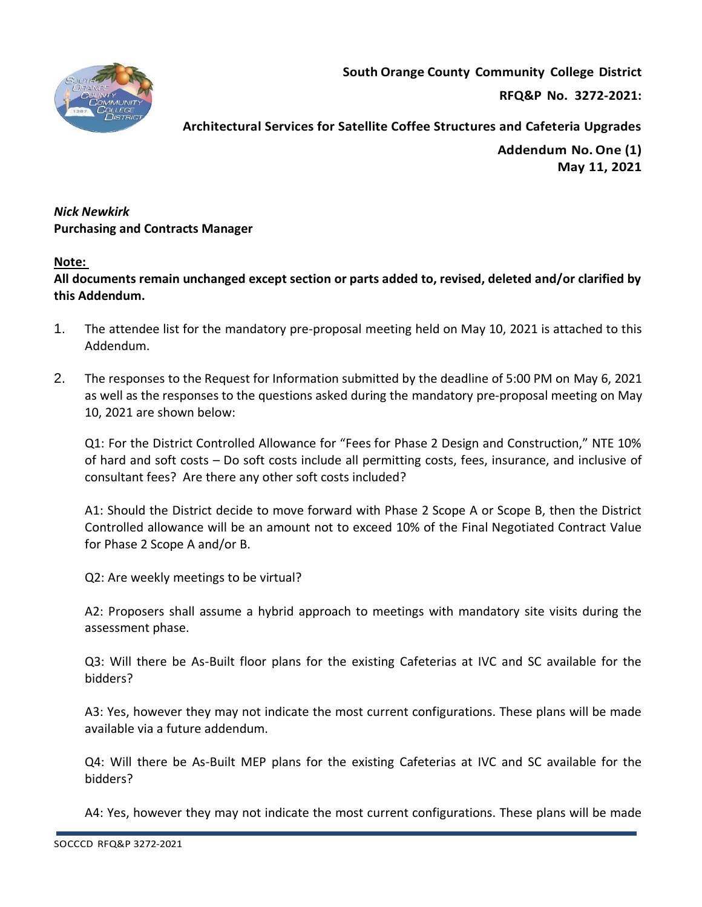**South Orange County Community College District**

**RFQ&P No. 3272-2021:**

**Architectural Services for Satellite Coffee Structures and Cafeteria Upgrades**

**Addendum No. One (1)**
**May 11, 2021**

***Nick Newkirk***
**Purchasing and Contracts Manager**

**Note:**
**All documents remain unchanged except section or parts added to, revised, deleted and/or clarified by this Addendum.**

1. The attendee list for the mandatory pre-proposal meeting held on May 10, 2021 is attached to this Addendum.

2. The responses to the Request for Information submitted by the deadline of 5:00 PM on May 6, 2021 as well as the responses to the questions asked during the mandatory pre-proposal meeting on May 10, 2021 are shown below:

   Q1: For the District Controlled Allowance for "Fees for Phase 2 Design and Construction," NTE 10% of hard and soft costs – Do soft costs include all permitting costs, fees, insurance, and inclusive of consultant fees? Are there any other soft costs included?

   A1: Should the District decide to move forward with Phase 2 Scope A or Scope B, then the District Controlled allowance will be an amount not to exceed 10% of the Final Negotiated Contract Value for Phase 2 Scope A and/or B.

   Q2: Are weekly meetings to be virtual?

   A2: Proposers shall assume a hybrid approach to meetings with mandatory site visits during the assessment phase.

   Q3: Will there be As-Built floor plans for the existing Cafeterias at IVC and SC available for the bidders?

   A3: Yes, however they may not indicate the most current configurations. These plans will be made available via a future addendum.

   Q4: Will there be As-Built MEP plans for the existing Cafeterias at IVC and SC available for the bidders?

   A4: Yes, however they may not indicate the most current configurations. These plans will be made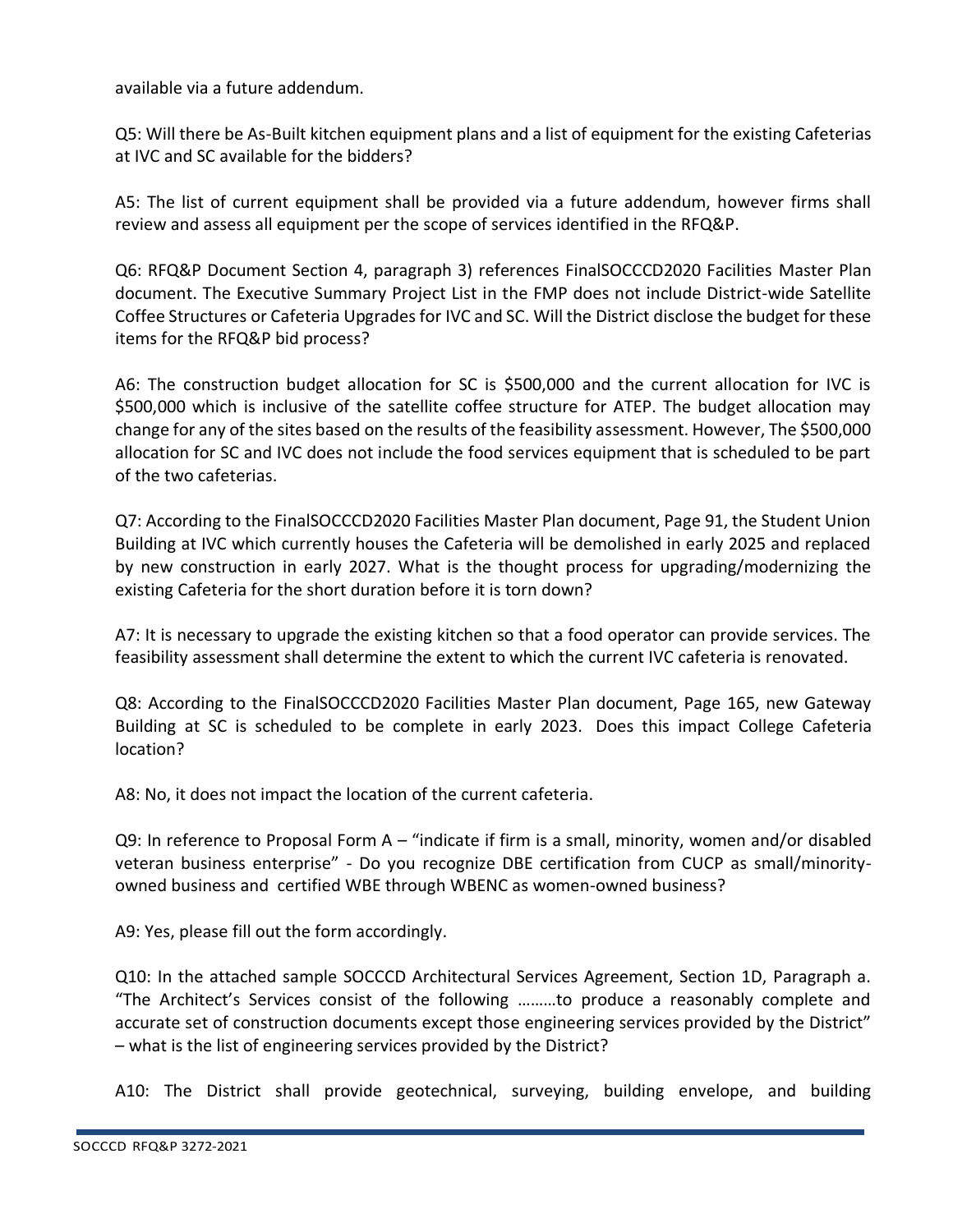available via a future addendum.

Q5: Will there be As-Built kitchen equipment plans and a list of equipment for the existing Cafeterias at IVC and SC available for the bidders?

A5: The list of current equipment shall be provided via a future addendum, however firms shall review and assess all equipment per the scope of services identified in the RFQ&P.

Q6: RFQ&P Document Section 4, paragraph 3) references FinalSOCCCD2020 Facilities Master Plan document. The Executive Summary Project List in the FMP does not include District-wide Satellite Coffee Structures or Cafeteria Upgrades for IVC and SC. Will the District disclose the budget for these items for the RFQ&P bid process?

A6: The construction budget allocation for SC is $500,000 and the current allocation for IVC is $500,000 which is inclusive of the satellite coffee structure for ATEP. The budget allocation may change for any of the sites based on the results of the feasibility assessment. However, The $500,000 allocation for SC and IVC does not include the food services equipment that is scheduled to be part of the two cafeterias.

Q7: According to the FinalSOCCCD2020 Facilities Master Plan document, Page 91, the Student Union Building at IVC which currently houses the Cafeteria will be demolished in early 2025 and replaced by new construction in early 2027. What is the thought process for upgrading/modernizing the existing Cafeteria for the short duration before it is torn down?

A7: It is necessary to upgrade the existing kitchen so that a food operator can provide services. The feasibility assessment shall determine the extent to which the current IVC cafeteria is renovated.

Q8: According to the FinalSOCCCD2020 Facilities Master Plan document, Page 165, new Gateway Building at SC is scheduled to be complete in early 2023. Does this impact College Cafeteria location?

A8: No, it does not impact the location of the current cafeteria.

Q9: In reference to Proposal Form A – "indicate if firm is a small, minority, women and/or disabled veteran business enterprise" - Do you recognize DBE certification from CUCP as small/minority-owned business and certified WBE through WBENC as women-owned business?

A9: Yes, please fill out the form accordingly.

Q10: In the attached sample SOCCCD Architectural Services Agreement, Section 1D, Paragraph a. "The Architect's Services consist of the following ………to produce a reasonably complete and accurate set of construction documents except those engineering services provided by the District" – what is the list of engineering services provided by the District?

A10: The District shall provide geotechnical, surveying, building envelope, and building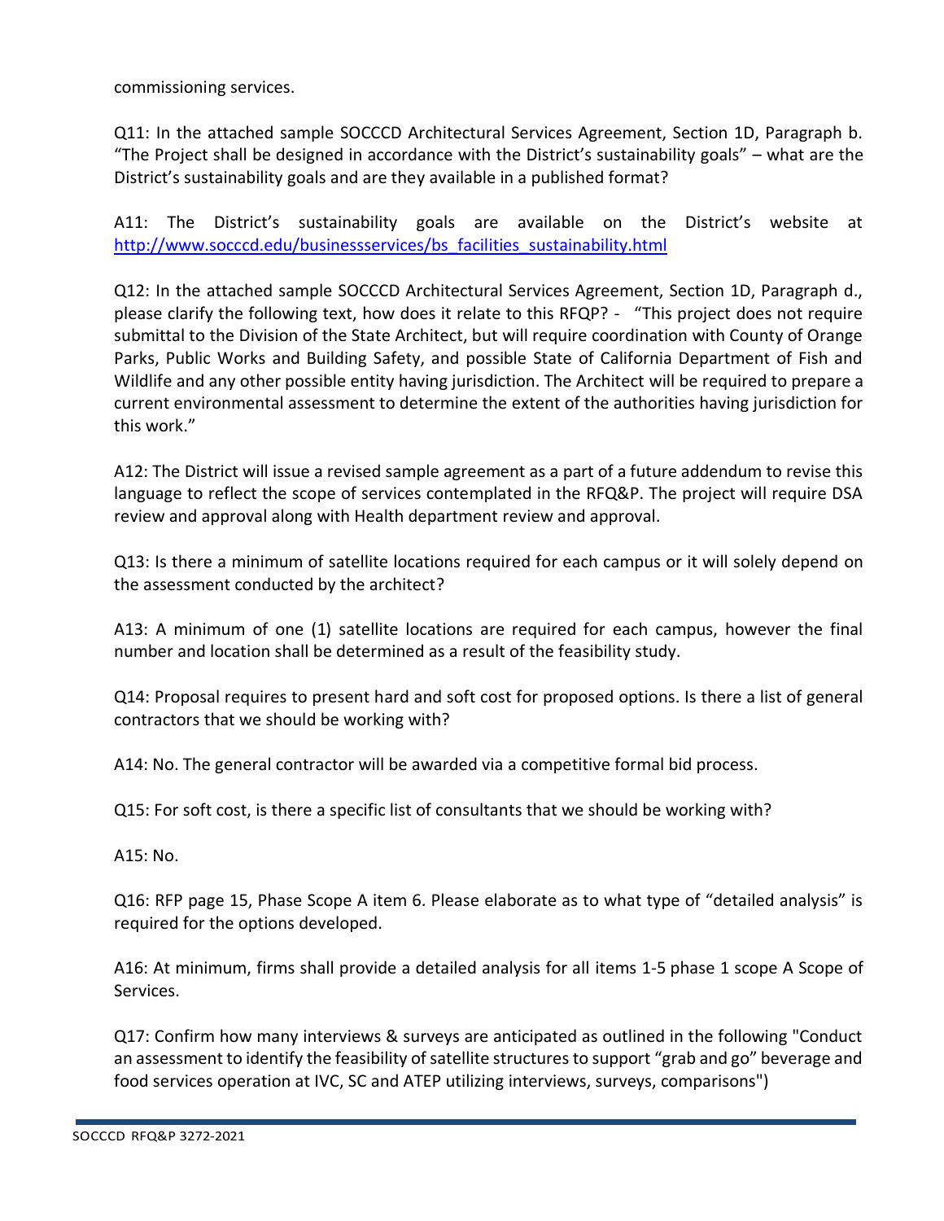commissioning services.

Q11: In the attached sample SOCCCD Architectural Services Agreement, Section 1D, Paragraph b. "The Project shall be designed in accordance with the District's sustainability goals" – what are the District's sustainability goals and are they available in a published format?

A11: The District's sustainability goals are available on the District's website at [http://www.socccd.edu/businessservices/bs_facilities_sustainability.html](http://www.socccd.edu/businessservices/bs_facilities_sustainability.html)

Q12: In the attached sample SOCCCD Architectural Services Agreement, Section 1D, Paragraph d., please clarify the following text, how does it relate to this RFQP? - "This project does not require submittal to the Division of the State Architect, but will require coordination with County of Orange Parks, Public Works and Building Safety, and possible State of California Department of Fish and Wildlife and any other possible entity having jurisdiction. The Architect will be required to prepare a current environmental assessment to determine the extent of the authorities having jurisdiction for this work."

A12: The District will issue a revised sample agreement as a part of a future addendum to revise this language to reflect the scope of services contemplated in the RFQ&P. The project will require DSA review and approval along with Health department review and approval.

Q13: Is there a minimum of satellite locations required for each campus or it will solely depend on the assessment conducted by the architect?

A13: A minimum of one (1) satellite locations are required for each campus, however the final number and location shall be determined as a result of the feasibility study.

Q14: Proposal requires to present hard and soft cost for proposed options. Is there a list of general contractors that we should be working with?

A14: No. The general contractor will be awarded via a competitive formal bid process.

Q15: For soft cost, is there a specific list of consultants that we should be working with?

A15: No.

Q16: RFP page 15, Phase Scope A item 6. Please elaborate as to what type of "detailed analysis" is required for the options developed.

A16: At minimum, firms shall provide a detailed analysis for all items 1-5 phase 1 scope A Scope of Services.

Q17: Confirm how many interviews & surveys are anticipated as outlined in the following "Conduct an assessment to identify the feasibility of satellite structures to support "grab and go" beverage and food services operation at IVC, SC and ATEP utilizing interviews, surveys, comparisons")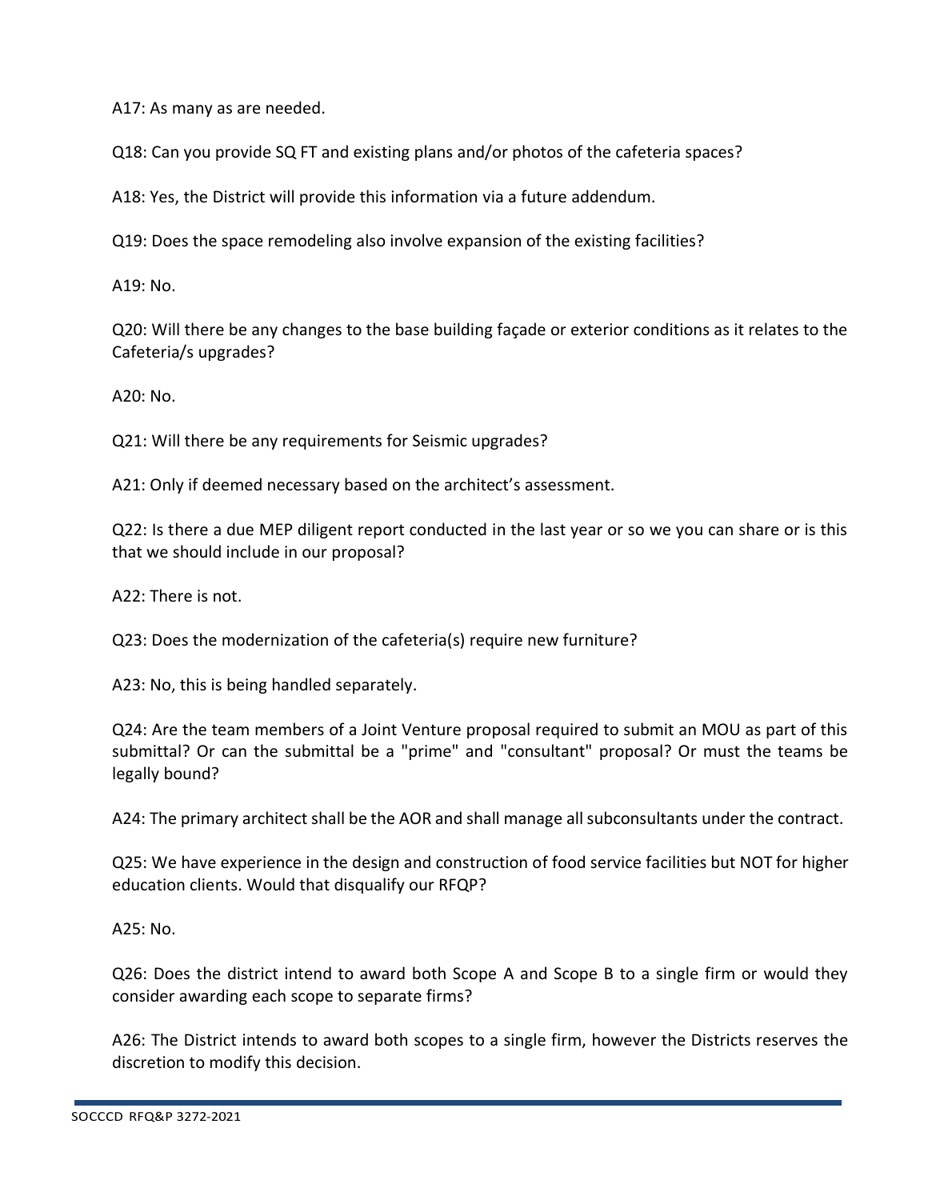A17: As many as are needed.

Q18: Can you provide SQ FT and existing plans and/or photos of the cafeteria spaces?

A18: Yes, the District will provide this information via a future addendum.

Q19: Does the space remodeling also involve expansion of the existing facilities?

A19: No.

Q20: Will there be any changes to the base building façade or exterior conditions as it relates to the Cafeteria/s upgrades?

A20: No.

Q21: Will there be any requirements for Seismic upgrades?

A21: Only if deemed necessary based on the architect's assessment.

Q22: Is there a due MEP diligent report conducted in the last year or so we you can share or is this that we should include in our proposal?

A22: There is not.

Q23: Does the modernization of the cafeteria(s) require new furniture?

A23: No, this is being handled separately.

Q24: Are the team members of a Joint Venture proposal required to submit an MOU as part of this submittal? Or can the submittal be a "prime" and "consultant" proposal? Or must the teams be legally bound?

A24: The primary architect shall be the AOR and shall manage all subconsultants under the contract.

Q25: We have experience in the design and construction of food service facilities but NOT for higher education clients. Would that disqualify our RFQP?

A25: No.

Q26: Does the district intend to award both Scope A and Scope B to a single firm or would they consider awarding each scope to separate firms?

A26: The District intends to award both scopes to a single firm, however the Districts reserves the discretion to modify this decision.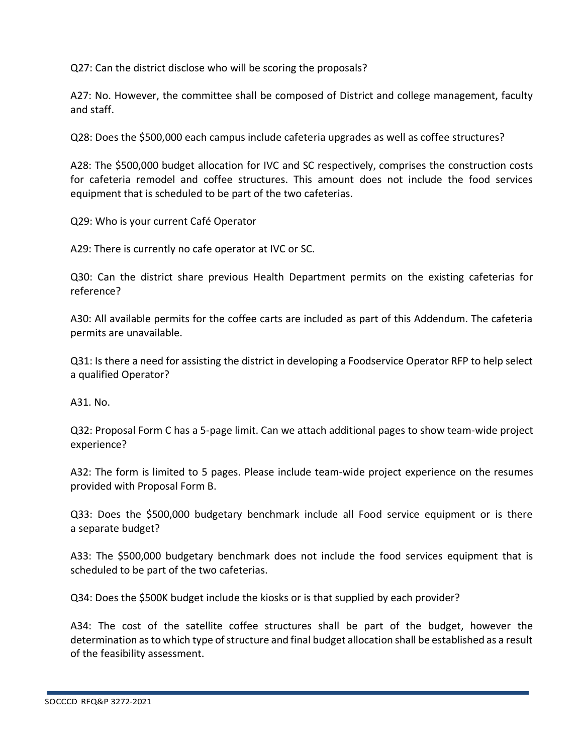Q27: Can the district disclose who will be scoring the proposals?

A27: No. However, the committee shall be composed of District and college management, faculty and staff.

Q28: Does the $500,000 each campus include cafeteria upgrades as well as coffee structures?

A28: The $500,000 budget allocation for IVC and SC respectively, comprises the construction costs for cafeteria remodel and coffee structures. This amount does not include the food services equipment that is scheduled to be part of the two cafeterias.

Q29: Who is your current Café Operator

A29: There is currently no cafe operator at IVC or SC.

Q30: Can the district share previous Health Department permits on the existing cafeterias for reference?

A30: All available permits for the coffee carts are included as part of this Addendum. The cafeteria permits are unavailable.

Q31: Is there a need for assisting the district in developing a Foodservice Operator RFP to help select a qualified Operator?

A31. No.

Q32: Proposal Form C has a 5-page limit. Can we attach additional pages to show team-wide project experience?

A32: The form is limited to 5 pages. Please include team-wide project experience on the resumes provided with Proposal Form B.

Q33: Does the $500,000 budgetary benchmark include all Food service equipment or is there a separate budget?

A33: The $500,000 budgetary benchmark does not include the food services equipment that is scheduled to be part of the two cafeterias.

Q34: Does the $500K budget include the kiosks or is that supplied by each provider?

A34: The cost of the satellite coffee structures shall be part of the budget, however the determination as to which type of structure and final budget allocation shall be established as a result of the feasibility assessment.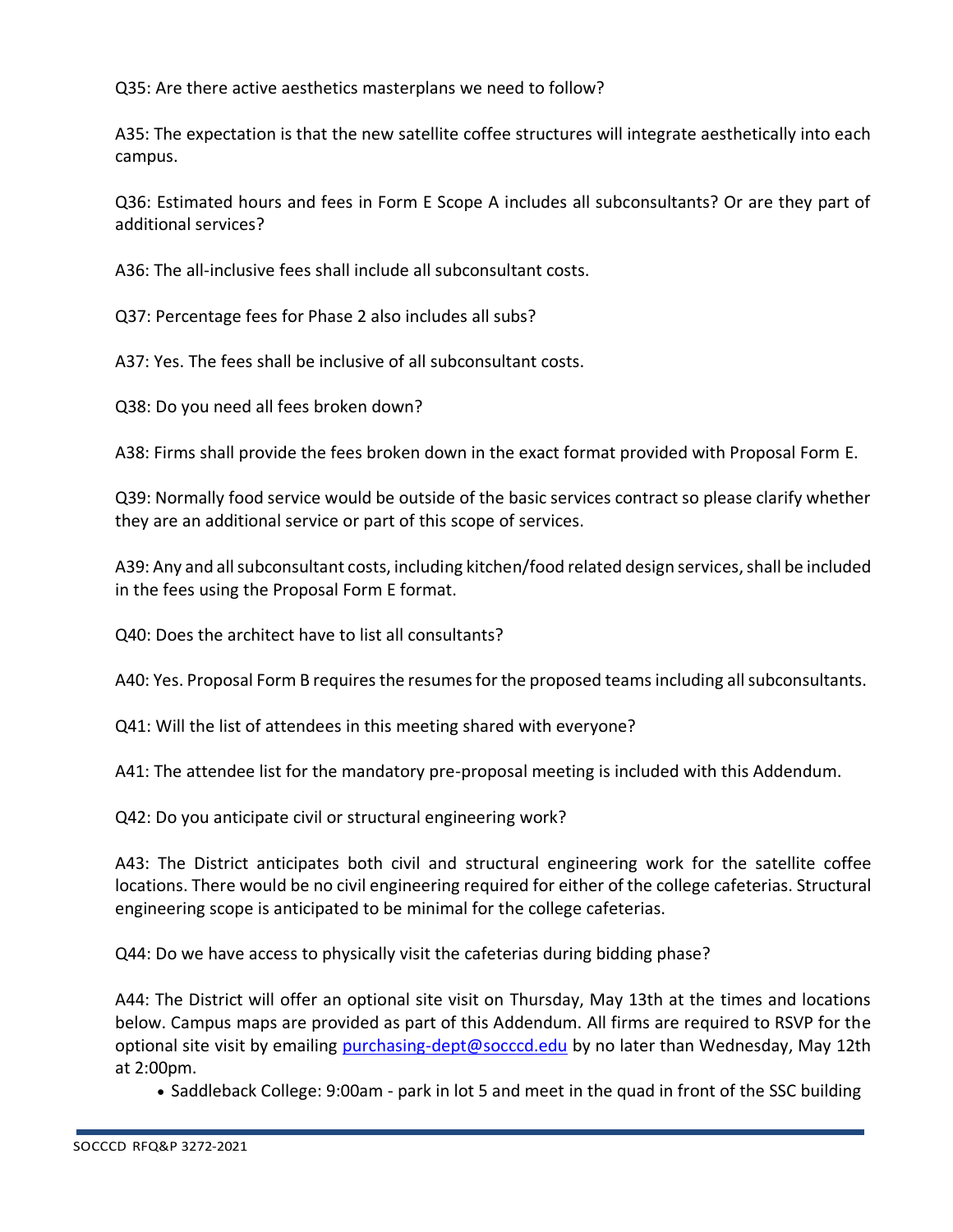Q35: Are there active aesthetics masterplans we need to follow?

A35: The expectation is that the new satellite coffee structures will integrate aesthetically into each campus.

Q36: Estimated hours and fees in Form E Scope A includes all subconsultants? Or are they part of additional services?

A36: The all-inclusive fees shall include all subconsultant costs.

Q37: Percentage fees for Phase 2 also includes all subs?

A37: Yes. The fees shall be inclusive of all subconsultant costs.

Q38: Do you need all fees broken down?

A38: Firms shall provide the fees broken down in the exact format provided with Proposal Form E.

Q39: Normally food service would be outside of the basic services contract so please clarify whether they are an additional service or part of this scope of services.

A39: Any and all subconsultant costs, including kitchen/food related design services, shall be included in the fees using the Proposal Form E format.

Q40: Does the architect have to list all consultants?

A40: Yes. Proposal Form B requires the resumes for the proposed teams including all subconsultants.

Q41: Will the list of attendees in this meeting shared with everyone?

A41: The attendee list for the mandatory pre-proposal meeting is included with this Addendum.

Q42: Do you anticipate civil or structural engineering work?

A43: The District anticipates both civil and structural engineering work for the satellite coffee locations. There would be no civil engineering required for either of the college cafeterias. Structural engineering scope is anticipated to be minimal for the college cafeterias.

Q44: Do we have access to physically visit the cafeterias during bidding phase?

A44: The District will offer an optional site visit on Thursday, May 13th at the times and locations below. Campus maps are provided as part of this Addendum. All firms are required to RSVP for the optional site visit by emailing purchasing-dept@socccd.edu by no later than Wednesday, May 12th at 2:00pm.

- Saddleback College: 9:00am - park in lot 5 and meet in the quad in front of the SSC building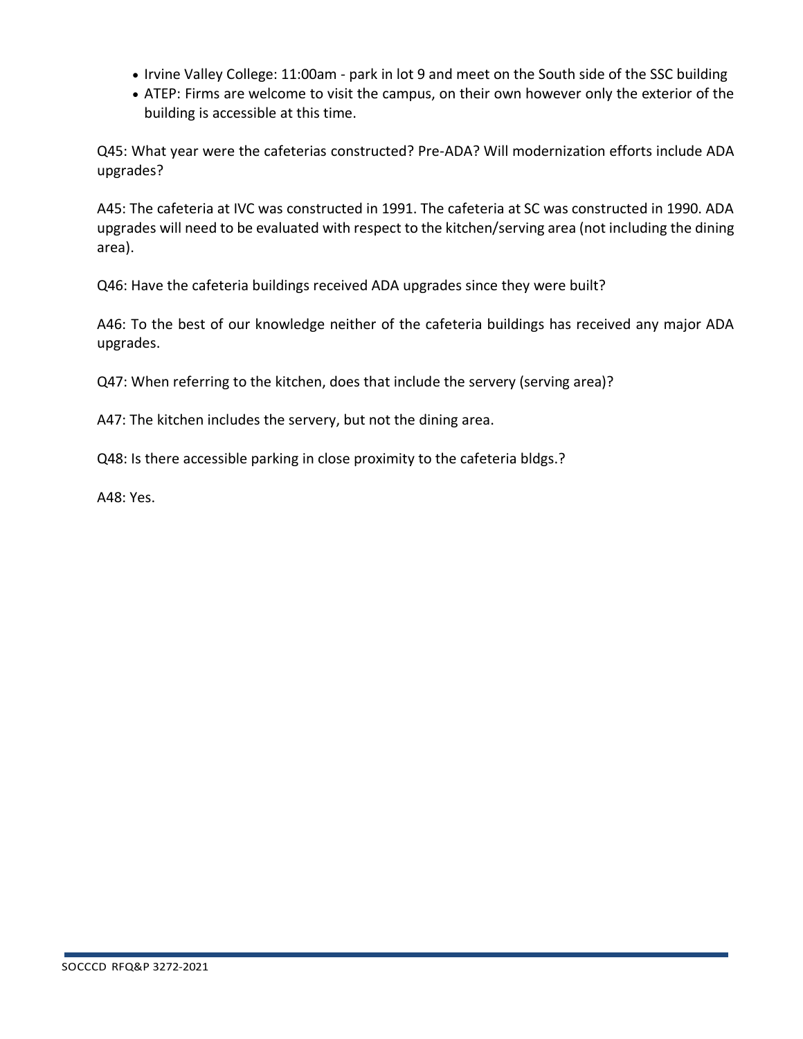- Irvine Valley College: 11:00am - park in lot 9 and meet on the South side of the SSC building
- ATEP: Firms are welcome to visit the campus, on their own however only the exterior of the building is accessible at this time.

Q45: What year were the cafeterias constructed? Pre-ADA? Will modernization efforts include ADA upgrades?

A45: The cafeteria at IVC was constructed in 1991. The cafeteria at SC was constructed in 1990. ADA upgrades will need to be evaluated with respect to the kitchen/serving area (not including the dining area).

Q46: Have the cafeteria buildings received ADA upgrades since they were built?

A46: To the best of our knowledge neither of the cafeteria buildings has received any major ADA upgrades.

Q47: When referring to the kitchen, does that include the servery (serving area)?

A47: The kitchen includes the servery, but not the dining area.

Q48: Is there accessible parking in close proximity to the cafeteria bldgs.?

A48: Yes.